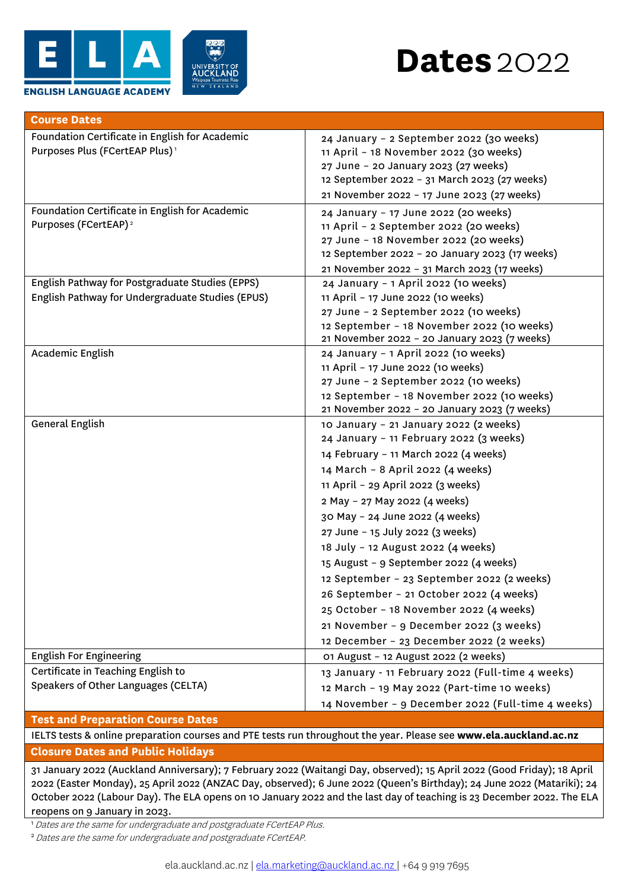ELA
ENGLISH LANGUAGE ACADEMY

UNIVERSITY OF AUCKLAND
Waipapa Taumata Rau
NEW ZEALAND

# Dates 2022

| Course Dates | |
|---|---|
| Foundation Certificate in English for Academic Purposes Plus (FCertEAP Plus)[1] | 24 January – 2 September 2022 (30 weeks)<br>11 April – 18 November 2022 (30 weeks)<br>27 June – 20 January 2023 (27 weeks)<br>12 September 2022 – 31 March 2023 (27 weeks)<br>21 November 2022 – 17 June 2023 (27 weeks) |
| Foundation Certificate in English for Academic Purposes (FCertEAP)[2] | 24 January – 17 June 2022 (20 weeks)<br>11 April – 2 September 2022 (20 weeks)<br>27 June – 18 November 2022 (20 weeks)<br>12 September 2022 – 20 January 2023 (17 weeks)<br>21 November 2022 – 31 March 2023 (17 weeks) |
| English Pathway for Postgraduate Studies (EPPS)<br>English Pathway for Undergraduate Studies (EPUS) | 24 January – 1 April 2022 (10 weeks)<br>11 April – 17 June 2022 (10 weeks)<br>27 June – 2 September 2022 (10 weeks)<br>12 September – 18 November 2022 (10 weeks)<br>21 November 2022 – 20 January 2023 (7 weeks) |
| Academic English | 24 January – 1 April 2022 (10 weeks)<br>11 April – 17 June 2022 (10 weeks)<br>27 June – 2 September 2022 (10 weeks)<br>12 September – 18 November 2022 (10 weeks)<br>21 November 2022 – 20 January 2023 (7 weeks) |
| General English | 10 January – 21 January 2022 (2 weeks)<br>24 January – 11 February 2022 (3 weeks)<br>14 February – 11 March 2022 (4 weeks)<br>14 March – 8 April 2022 (4 weeks)<br>11 April – 29 April 2022 (3 weeks)<br>2 May – 27 May 2022 (4 weeks)<br>30 May – 24 June 2022 (4 weeks)<br>27 June – 15 July 2022 (3 weeks)<br>18 July – 12 August 2022 (4 weeks)<br>15 August – 9 September 2022 (4 weeks)<br>12 September – 23 September 2022 (2 weeks)<br>26 September – 21 October 2022 (4 weeks)<br>25 October – 18 November 2022 (4 weeks)<br>21 November – 9 December 2022 (3 weeks)<br>12 December – 23 December 2022 (2 weeks) |
| English For Engineering | 01 August – 12 August 2022 (2 weeks) |
| Certificate in Teaching English to Speakers of Other Languages (CELTA) | 13 January - 11 February 2022 (Full-time 4 weeks)<br>12 March – 19 May 2022 (Part-time 10 weeks)<br>14 November – 9 December 2022 (Full-time 4 weeks) |

**Test and Preparation Course Dates**

IELTS tests & online preparation courses and PTE tests run throughout the year. Please see **www.ela.auckland.ac.nz**

**Closure Dates and Public Holidays**

31 January 2022 (Auckland Anniversary); 7 February 2022 (Waitangi Day, observed); 15 April 2022 (Good Friday); 18 April 2022 (Easter Monday), 25 April 2022 (ANZAC Day, observed); 6 June 2022 (Queen's Birthday); 24 June 2022 (Matariki); 24 October 2022 (Labour Day). The ELA opens on 10 January 2022 and the last day of teaching is 23 December 2022. The ELA reopens on 9 January in 2023.

[1] *Dates are the same for undergraduate and postgraduate FCertEAP Plus.*

[2] *Dates are the same for undergraduate and postgraduate FCertEAP.*

ela.auckland.ac.nz | ela.marketing@auckland.ac.nz | +64 9 919 7695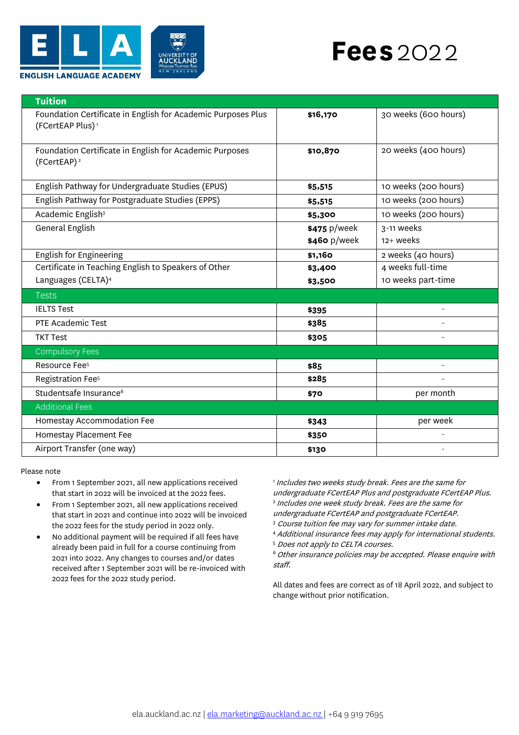ENGLISH LANGUAGE ACADEMY

# **Fees** 2022

| **Tuition** | | |
|---|---|---|
| Foundation Certificate in English for Academic Purposes Plus (FCertEAP Plus)[1] | **$16,170** | 30 weeks (600 hours) |
| Foundation Certificate in English for Academic Purposes (FCertEAP)[2] | **$10,870** | 20 weeks (400 hours) |
| English Pathway for Undergraduate Studies (EPUS) | **$5,515** | 10 weeks (200 hours) |
| English Pathway for Postgraduate Studies (EPPS) | **$5,515** | 10 weeks (200 hours) |
| Academic English[3] | **$5,300** | 10 weeks (200 hours) |
| General English | **$475** p/week<br>**$460** p/week | 3-11 weeks<br>12+ weeks |
| English for Engineering | **$1,160** | 2 weeks (40 hours) |
| Certificate in Teaching English to Speakers of Other Languages (CELTA)[4] | **$3,400**<br>**$3,500** | 4 weeks full-time<br>10 weeks part-time |
| **Tests** | | |
| IELTS Test | **$395** | - |
| PTE Academic Test | **$385** | - |
| TKT Test | **$305** | - |
| **Compulsory Fees** | | |
| Resource Fee[5] | **$85** | - |
| Registration Fee[5] | **$285** | - |
| Studentsafe Insurance[6] | **$70** | per month |
| **Additional Fees** | | |
| Homestay Accommodation Fee | **$343** | per week |
| Homestay Placement Fee | **$350** | - |
| Airport Transfer (one way) | **$130** | - |

Please note

- From 1 September 2021, all new applications received that start in 2022 will be invoiced at the 2022 fees.
- From 1 September 2021, all new applications received that start in 2021 and continue into 2022 will be invoiced the 2022 fees for the study period in 2022 only.
- No additional payment will be required if all fees have already been paid in full for a course continuing from 2021 into 2022. Any changes to courses and/or dates received after 1 September 2021 will be re-invoiced with 2022 fees for the 2022 study period.

[1] *Includes two weeks study break. Fees are the same for undergraduate FCertEAP Plus and postgraduate FCertEAP Plus.*
[2] *Includes one week study break. Fees are the same for undergraduate FCertEAP and postgraduate FCertEAP.*
[3] *Course tuition fee may vary for summer intake date.*
[4] *Additional insurance fees may apply for international students.*
[5] *Does not apply to CELTA courses.*
[6] *Other insurance policies may be accepted. Please enquire with staff.*

All dates and fees are correct as of 18 April 2022, and subject to change without prior notification.

ela.auckland.ac.nz | ela.marketing@auckland.ac.nz | +64 9 919 7695